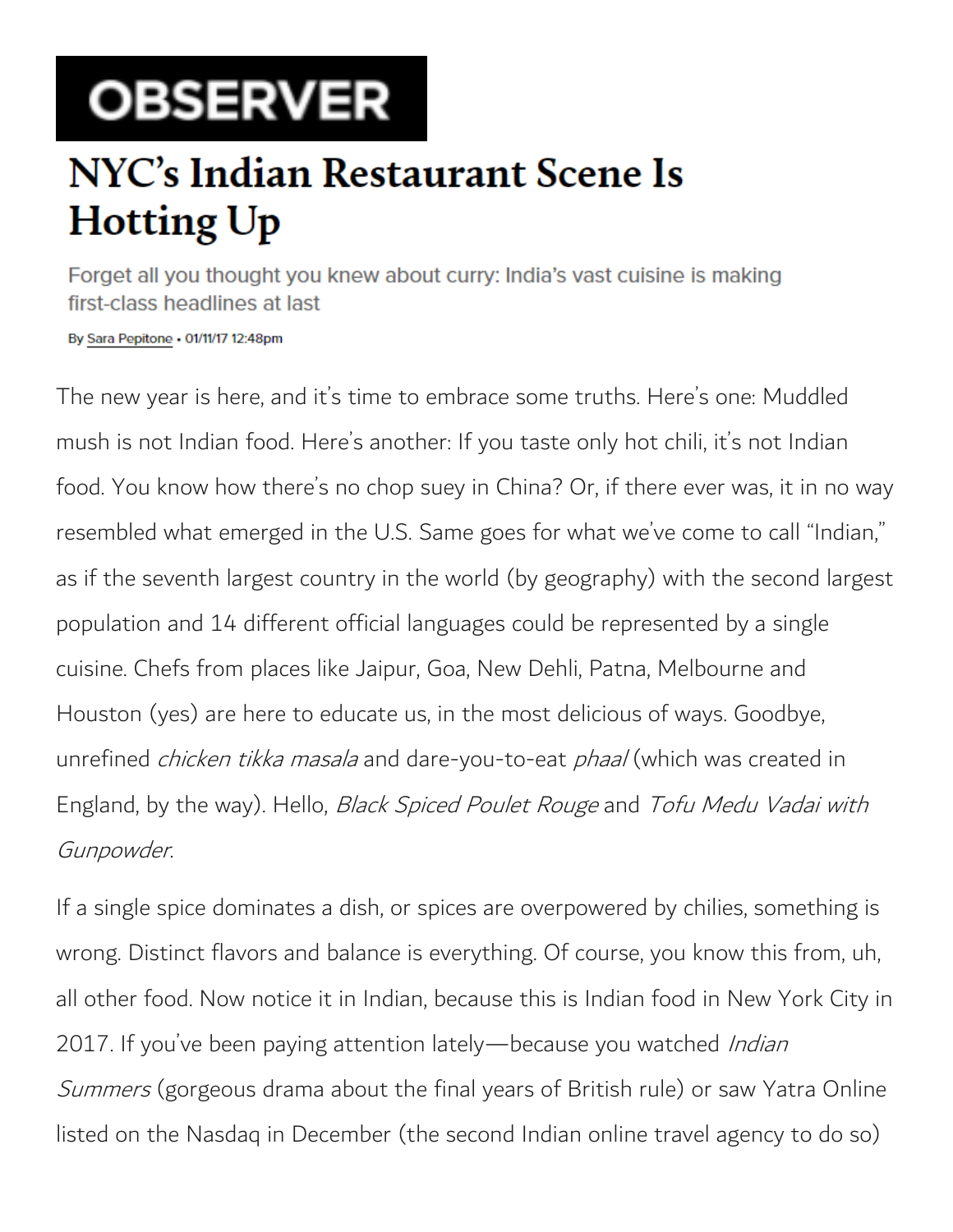# OBSERVER

# NYC's Indian Restaurant Scene Is Hotting Up

Forget all you thought you knew about curry: India's vast cuisine is making first-class headlines at last

By Sara Pepitone • 01/11/17 12:48pm

The new year is here, and it's time to embrace some truths. Here's one: Muddled mush is not Indian food. Here's another: If you taste only hot chili, it's not Indian food. You know how there's no chop suey in China? Or, if there ever was, it in no way resembled what emerged in the U.S. Same goes for what we've come to call "Indian," as if the seventh largest country in the world (by geography) with the second largest population and 14 different official languages could be represented by a single cuisine. Chefs from places like Jaipur, Goa, New Dehli, Patna, Melbourne and Houston (yes) are here to educate us, in the most delicious of ways. Goodbye, unrefined *chicken tikka masala* and dare-you-to-eat *phaal* (which was created in England, by the way). Hello, *Black Spiced Poulet Rouge* and *Tofu Medu Vadai with Gunpowder*.

If a single spice dominates a dish, or spices are overpowered by chilies, something is wrong. Distinct flavors and balance is everything. Of course, you know this from, uh, all other food. Now notice it in Indian, because this is Indian food in New York City in 2017. If you've been paying attention lately—because you watched *Indian Summers* (gorgeous drama about the final years of British rule) or saw Yatra Online listed on the Nasdaq in December (the second Indian online travel agency to do so)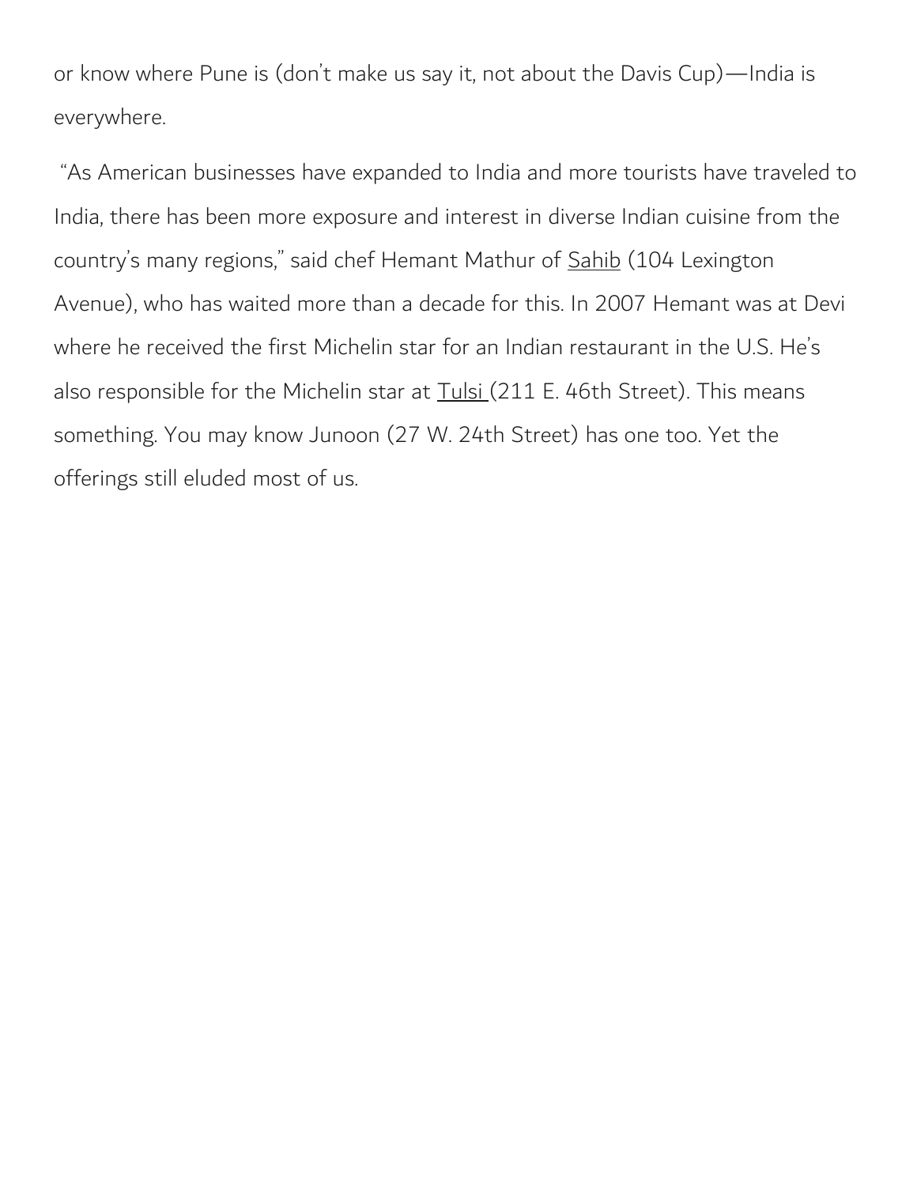or know where Pune is (don't make us say it, not about the Davis Cup)—India is everywhere.

"As American businesses have expanded to India and more tourists have traveled to India, there has been more exposure and interest in diverse Indian cuisine from the country's many regions," said chef Hemant Mathur of Sahib (104 Lexington Avenue), who has waited more than a decade for this. In 2007 Hemant was at Devi where he received the first Michelin star for an Indian restaurant in the U.S. He's also responsible for the Michelin star at Tulsi (211 E. 46th Street). This means something. You may know Junoon (27 W. 24th Street) has one too. Yet the offerings still eluded most of us.